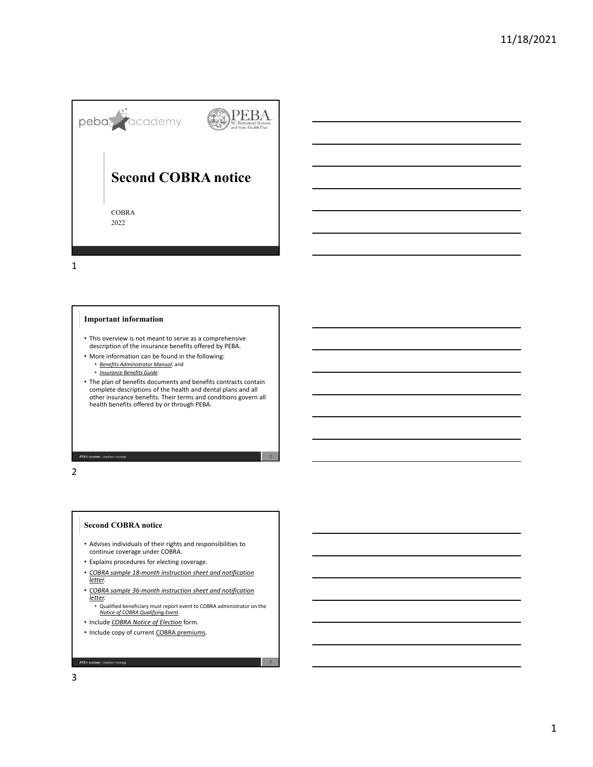# Second COBRA notice

COBRA

2022

## Important information

- This overview is not meant to serve as a comprehensive description of the insurance benefits offered by PEBA.
- More information can be found in the following:
  - *Benefits Administrator Manual*; and
  - *Insurance Benefits Guide*.
- The plan of benefits documents and benefits contracts contain complete descriptions of the health and dental plans and all other insurance benefits. Their terms and conditions govern all health benefits offered by or through PEBA.

## Second COBRA notice

- Advises individuals of their rights and responsibilities to continue coverage under COBRA.
- Explains procedures for electing coverage.
- *COBRA sample 18-month instruction sheet and notification letter*.
- *COBRA sample 36-month instruction sheet and notification letter*.
  - Qualified beneficiary must report event to COBRA administrator on the *Notice of COBRA Qualifying Event*.
- Include *COBRA Notice of Election* form.
- Include copy of current COBRA premiums.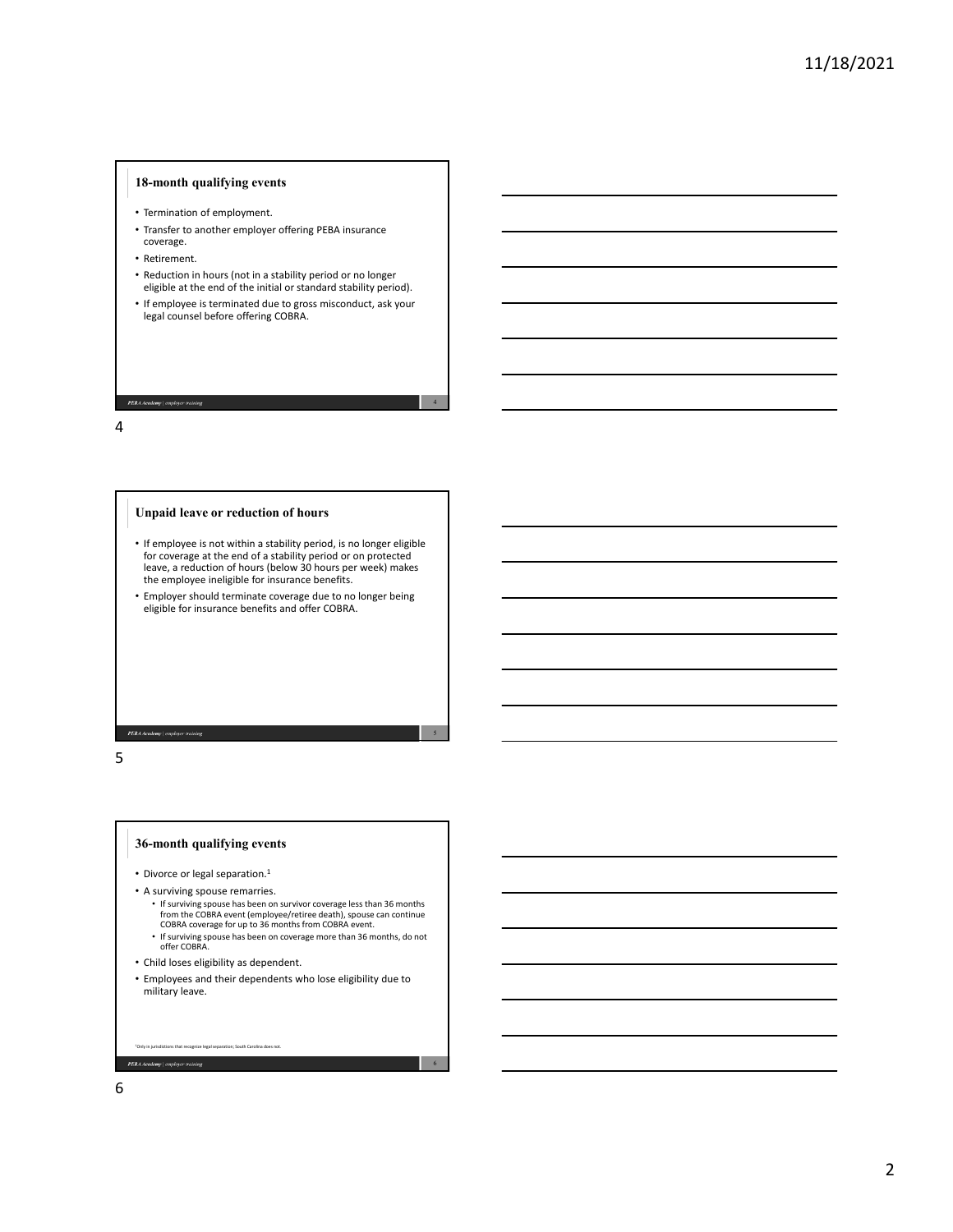## 18-month qualifying events

- Termination of employment.
- Transfer to another employer offering PEBA insurance coverage.
- Retirement.
- Reduction in hours (not in a stability period or no longer eligible at the end of the initial or standard stability period).
- If employee is terminated due to gross misconduct, ask your legal counsel before offering COBRA.

## Unpaid leave or reduction of hours

- If employee is not within a stability period, is no longer eligible for coverage at the end of a stability period or on protected leave, a reduction of hours (below 30 hours per week) makes the employee ineligible for insurance benefits.
- Employer should terminate coverage due to no longer being eligible for insurance benefits and offer COBRA.

## 36-month qualifying events

- Divorce or legal separation.[1]
- A surviving spouse remarries.
  - If surviving spouse has been on survivor coverage less than 36 months from the COBRA event (employee/retiree death), spouse can continue COBRA coverage for up to 36 months from COBRA event.
  - If surviving spouse has been on coverage more than 36 months, do not offer COBRA.
- Child loses eligibility as dependent.
- Employees and their dependents who lose eligibility due to military leave.

[1]Only in jurisdictions that recognize legal separation; South Carolina does not.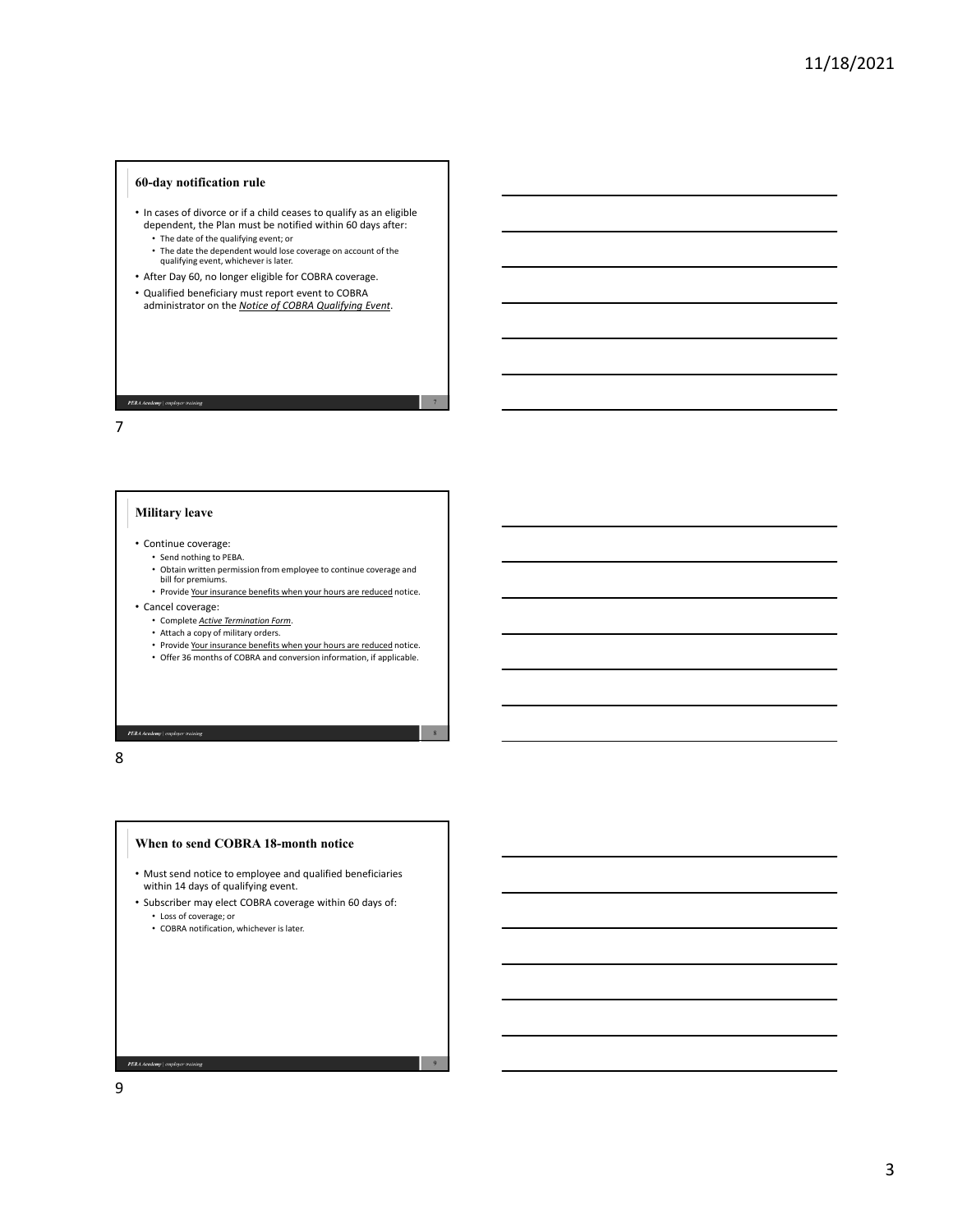## 60-day notification rule

- In cases of divorce or if a child ceases to qualify as an eligible dependent, the Plan must be notified within 60 days after:
  - The date of the qualifying event; or
  - The date the dependent would lose coverage on account of the qualifying event, whichever is later.
- After Day 60, no longer eligible for COBRA coverage.
- Qualified beneficiary must report event to COBRA administrator on the ***Notice of COBRA Qualifying Event***.

## Military leave

- Continue coverage:
  - Send nothing to PEBA.
  - Obtain written permission from employee to continue coverage and bill for premiums.
  - Provide Your insurance benefits when your hours are reduced notice.
- Cancel coverage:
  - Complete ***Active Termination Form***.
  - Attach a copy of military orders.
  - Provide Your insurance benefits when your hours are reduced notice.
  - Offer 36 months of COBRA and conversion information, if applicable.

## When to send COBRA 18-month notice

- Must send notice to employee and qualified beneficiaries within 14 days of qualifying event.
- Subscriber may elect COBRA coverage within 60 days of:
  - Loss of coverage; or
  - COBRA notification, whichever is later.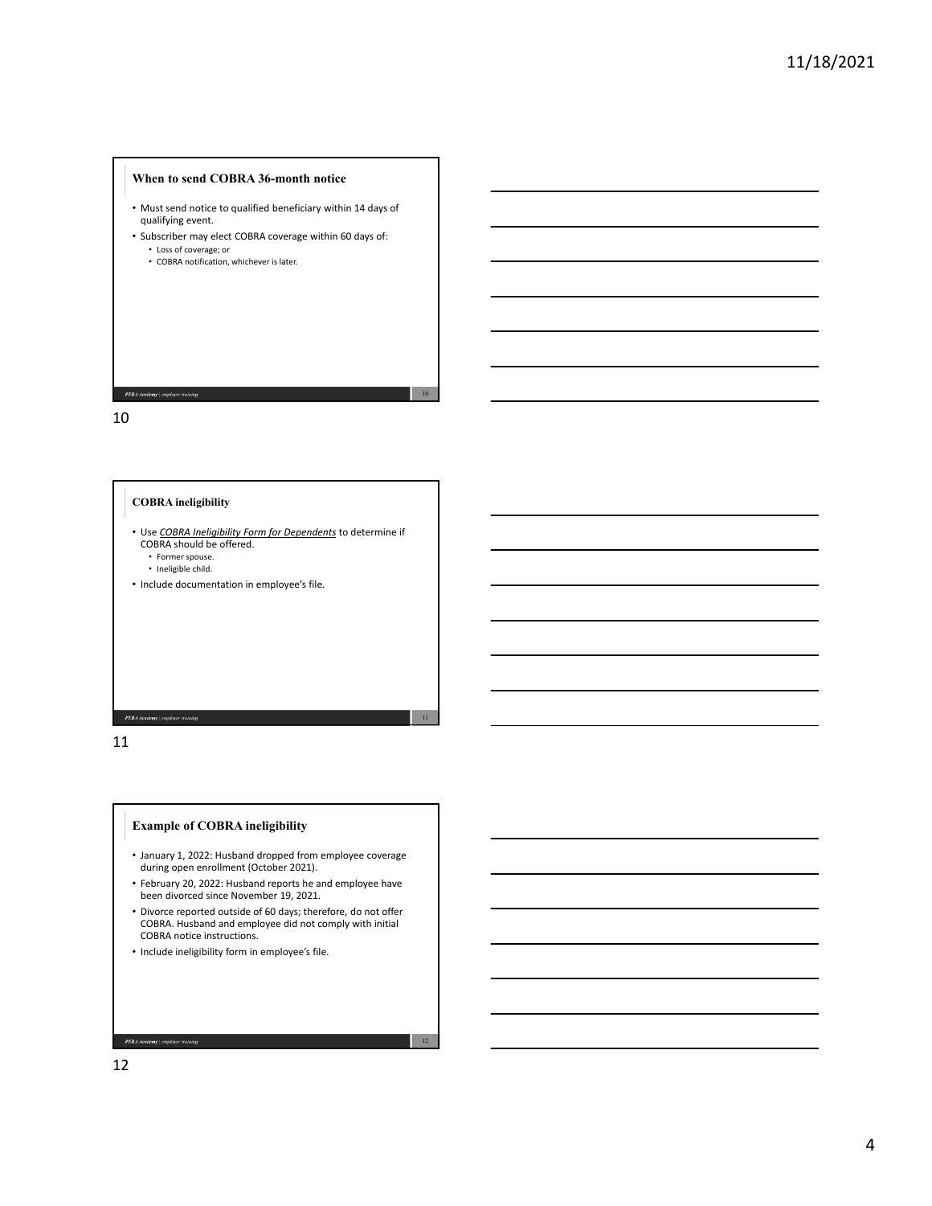## When to send COBRA 36-month notice

- Must send notice to qualified beneficiary within 14 days of qualifying event.
- Subscriber may elect COBRA coverage within 60 days of:
  - Loss of coverage; or
  - COBRA notification, whichever is later.

## COBRA ineligibility

- Use ***COBRA Ineligibility Form for Dependents*** to determine if COBRA should be offered.
  - Former spouse.
  - Ineligible child.
- Include documentation in employee's file.

## Example of COBRA ineligibility

- January 1, 2022: Husband dropped from employee coverage during open enrollment (October 2021).
- February 20, 2022: Husband reports he and employee have been divorced since November 19, 2021.
- Divorce reported outside of 60 days; therefore, do not offer COBRA. Husband and employee did not comply with initial COBRA notice instructions.
- Include ineligibility form in employee's file.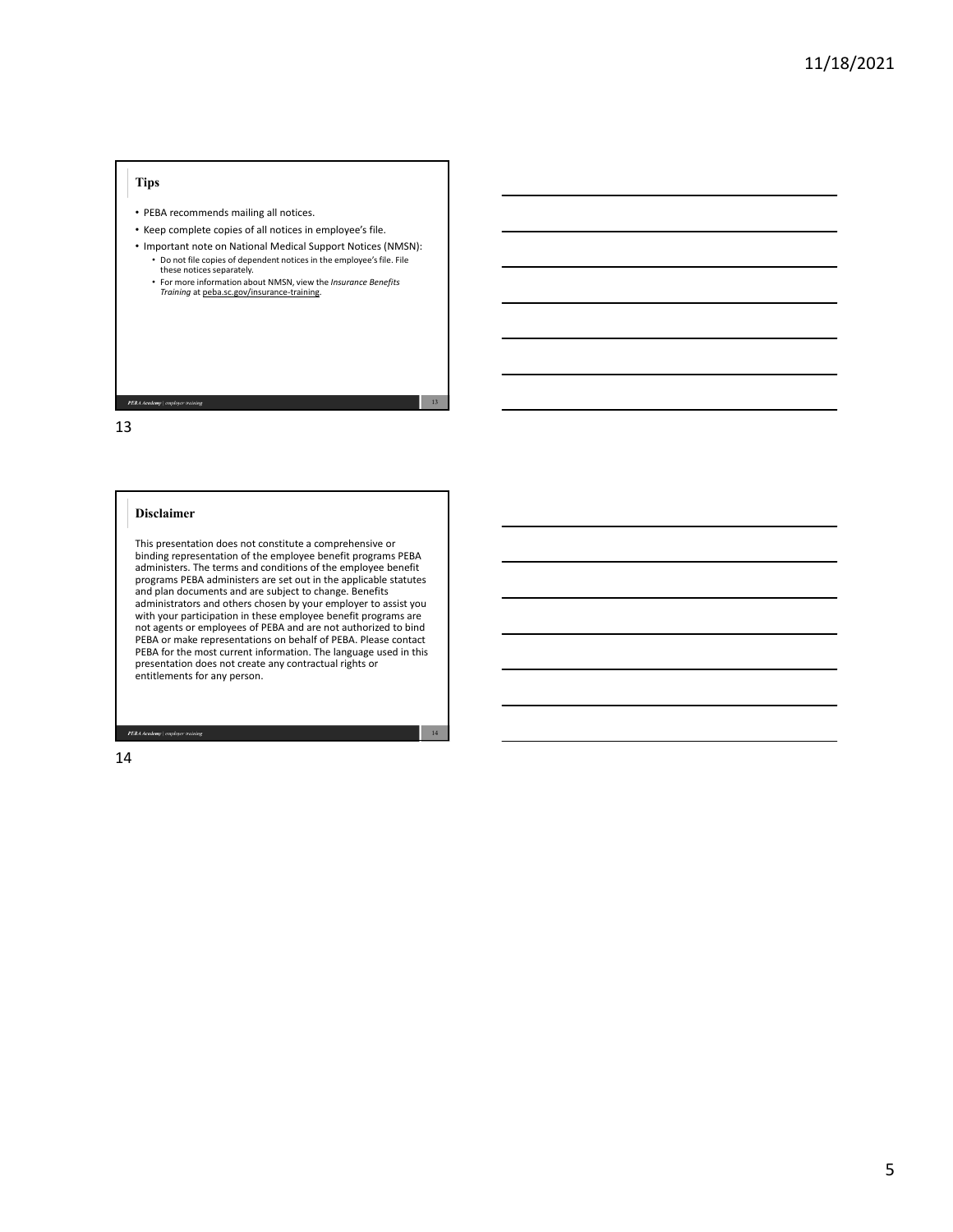## Tips

- PEBA recommends mailing all notices.
- Keep complete copies of all notices in employee's file.
- Important note on National Medical Support Notices (NMSN):
  - Do not file copies of dependent notices in the employee's file. File these notices separately.
  - For more information about NMSN, view the *Insurance Benefits Training* at peba.sc.gov/insurance-training.

## Disclaimer

This presentation does not constitute a comprehensive or binding representation of the employee benefit programs PEBA administers. The terms and conditions of the employee benefit programs PEBA administers are set out in the applicable statutes and plan documents and are subject to change. Benefits administrators and others chosen by your employer to assist you with your participation in these employee benefit programs are not agents or employees of PEBA and are not authorized to bind PEBA or make representations on behalf of PEBA. Please contact PEBA for the most current information. The language used in this presentation does not create any contractual rights or entitlements for any person.